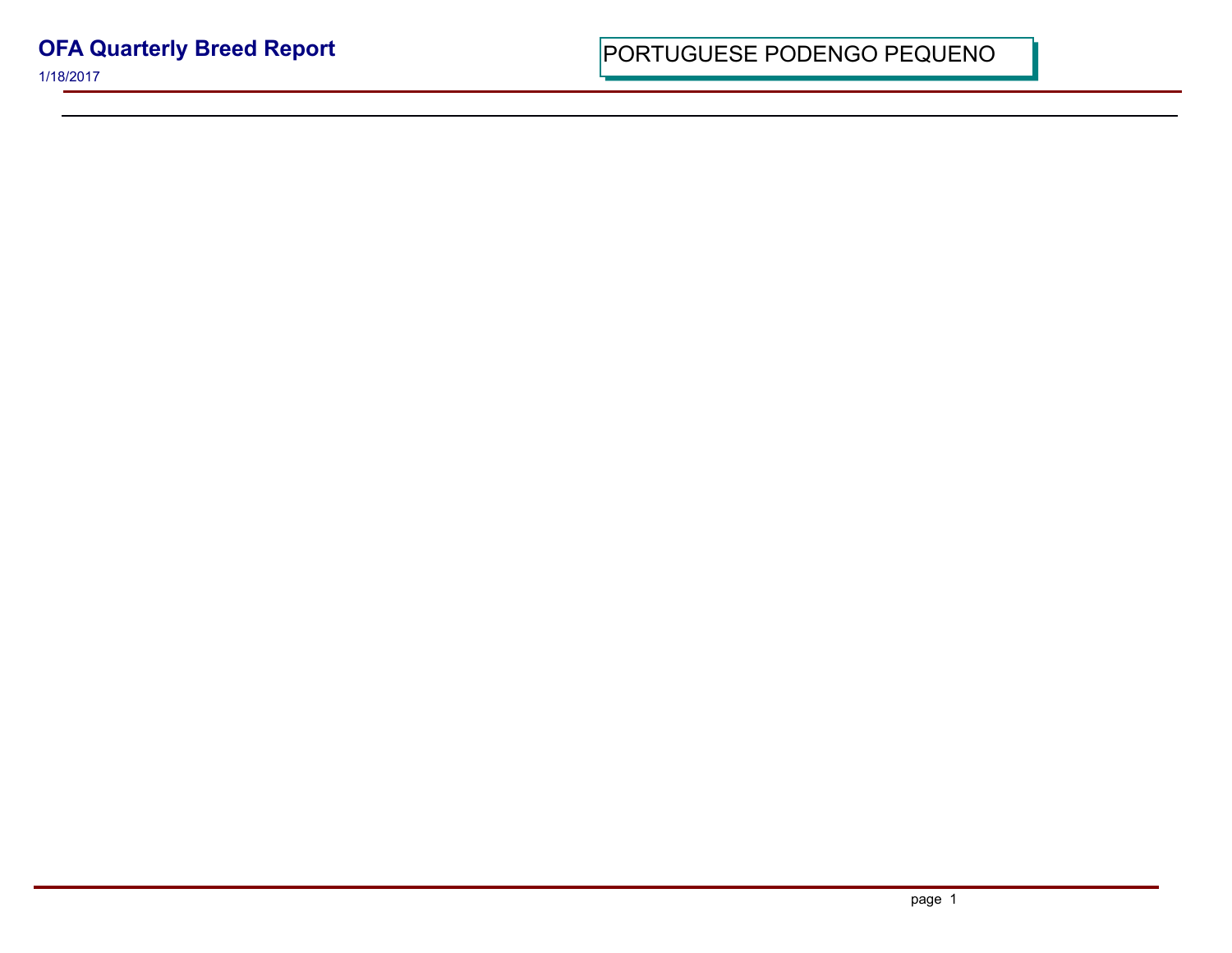# OFA Quarterly Breed Report

1/18/2017

PORTUGUESE PODENGO PEQUENO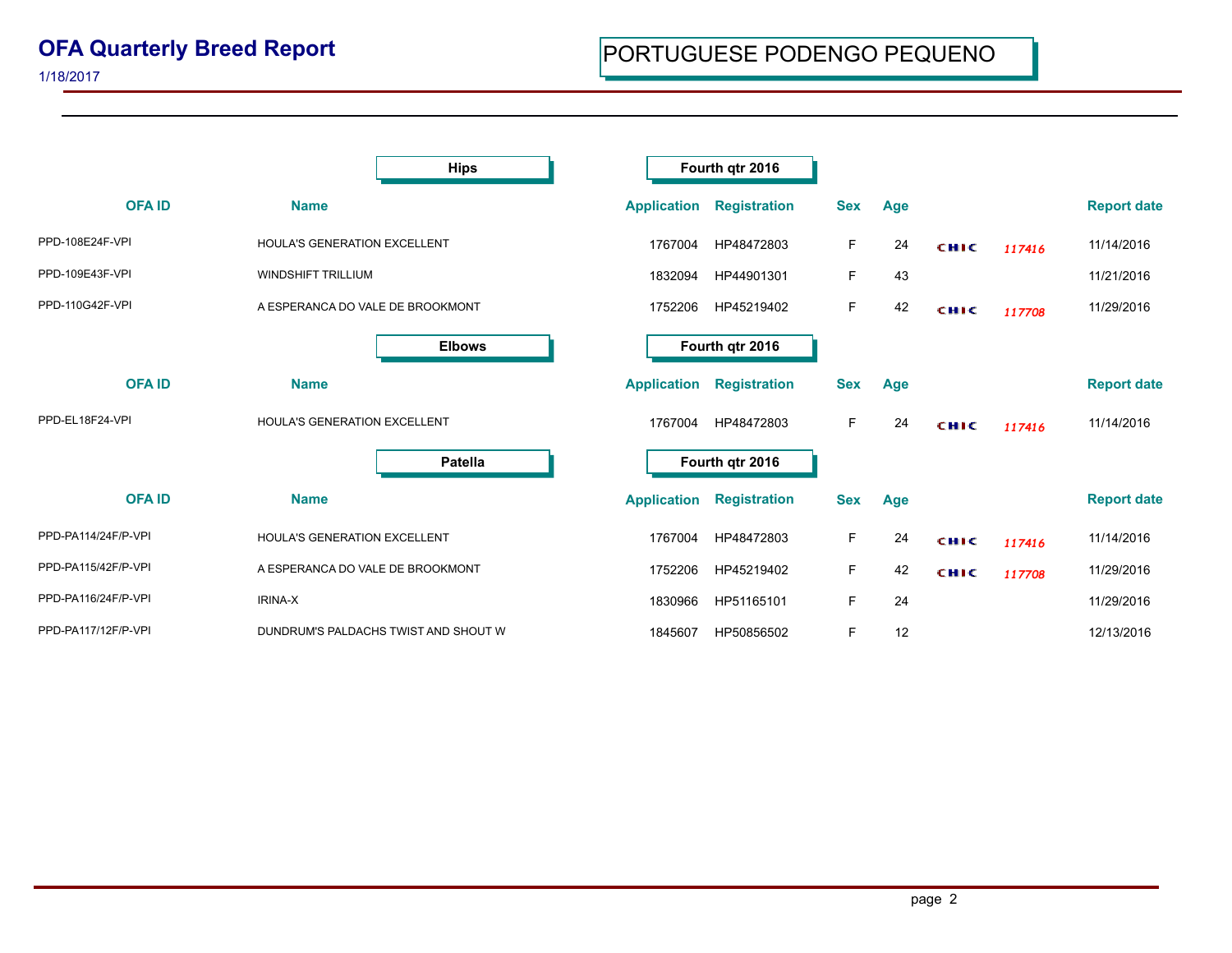# OFA Quarterly Breed Report

1/18/2017

## PORTUGUESE PODENGO PEQUENO

### Hips — Fourth qtr 2016

| OFA ID | Name | Application | Registration | Sex | Age | | | Report date |
|---|---|---|---|---|---|---|---|---|
| PPD-108E24F-VPI | HOULA'S GENERATION EXCELLENT | 1767004 | HP48472803 | F | 24 | CHIC | 117416 | 11/14/2016 |
| PPD-109E43F-VPI | WINDSHIFT TRILLIUM | 1832094 | HP44901301 | F | 43 | | | 11/21/2016 |
| PPD-110G42F-VPI | A ESPERANCA DO VALE DE BROOKMONT | 1752206 | HP45219402 | F | 42 | CHIC | 117708 | 11/29/2016 |

### Elbows — Fourth qtr 2016

| OFA ID | Name | Application | Registration | Sex | Age | | | Report date |
|---|---|---|---|---|---|---|---|---|
| PPD-EL18F24-VPI | HOULA'S GENERATION EXCELLENT | 1767004 | HP48472803 | F | 24 | CHIC | 117416 | 11/14/2016 |

### Patella — Fourth qtr 2016

| OFA ID | Name | Application | Registration | Sex | Age | | | Report date |
|---|---|---|---|---|---|---|---|---|
| PPD-PA114/24F/P-VPI | HOULA'S GENERATION EXCELLENT | 1767004 | HP48472803 | F | 24 | CHIC | 117416 | 11/14/2016 |
| PPD-PA115/42F/P-VPI | A ESPERANCA DO VALE DE BROOKMONT | 1752206 | HP45219402 | F | 42 | CHIC | 117708 | 11/29/2016 |
| PPD-PA116/24F/P-VPI | IRINA-X | 1830966 | HP51165101 | F | 24 | | | 11/29/2016 |
| PPD-PA117/12F/P-VPI | DUNDRUM'S PALDACHS TWIST AND SHOUT W | 1845607 | HP50856502 | F | 12 | | | 12/13/2016 |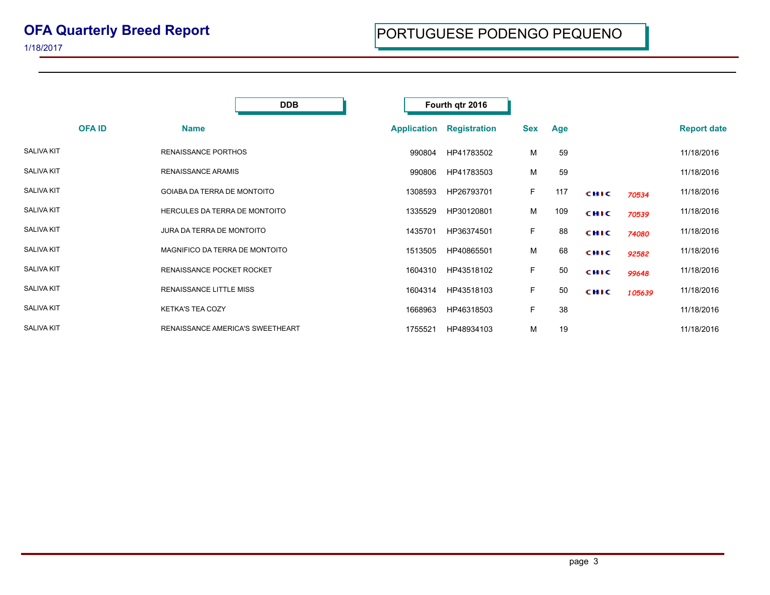# OFA Quarterly Breed Report

1/18/2017

## PORTUGUESE PODENGO PEQUENO

**DDB** — **Fourth qtr 2016**

| OFA ID | Name | Application | Registration | Sex | Age | | | Report date |
|---|---|---|---|---|---|---|---|---|
| SALIVA KIT | RENAISSANCE PORTHOS | 990804 | HP41783502 | M | 59 | | | 11/18/2016 |
| SALIVA KIT | RENAISSANCE ARAMIS | 990806 | HP41783503 | M | 59 | | | 11/18/2016 |
| SALIVA KIT | GOIABA DA TERRA DE MONTOITO | 1308593 | HP26793701 | F | 117 | CHIC | 70534 | 11/18/2016 |
| SALIVA KIT | HERCULES DA TERRA DE MONTOITO | 1335529 | HP30120801 | M | 109 | CHIC | 70539 | 11/18/2016 |
| SALIVA KIT | JURA DA TERRA DE MONTOITO | 1435701 | HP36374501 | F | 88 | CHIC | 74080 | 11/18/2016 |
| SALIVA KIT | MAGNIFICO DA TERRA DE MONTOITO | 1513505 | HP40865501 | M | 68 | CHIC | 92582 | 11/18/2016 |
| SALIVA KIT | RENAISSANCE POCKET ROCKET | 1604310 | HP43518102 | F | 50 | CHIC | 99648 | 11/18/2016 |
| SALIVA KIT | RENAISSANCE LITTLE MISS | 1604314 | HP43518103 | F | 50 | CHIC | 105639 | 11/18/2016 |
| SALIVA KIT | KETKA'S TEA COZY | 1668963 | HP46318503 | F | 38 | | | 11/18/2016 |
| SALIVA KIT | RENAISSANCE AMERICA'S SWEETHEART | 1755521 | HP48934103 | M | 19 | | | 11/18/2016 |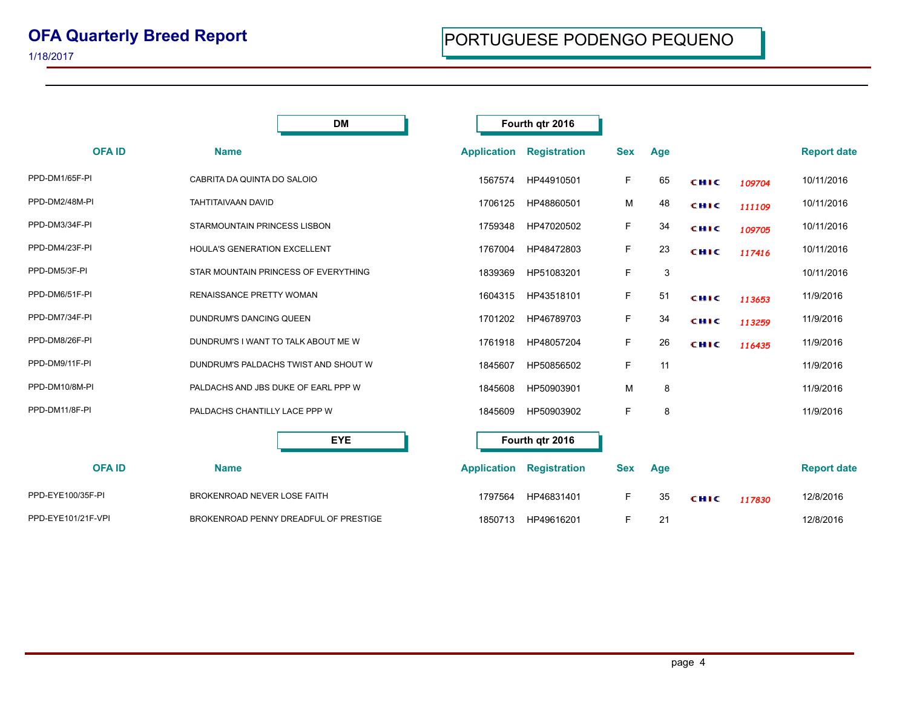# OFA Quarterly Breed Report

1/18/2017

## PORTUGUESE PODENGO PEQUENO

### DM — Fourth qtr 2016

| OFA ID | Name | Application | Registration | Sex | Age | | | Report date |
|---|---|---|---|---|---|---|---|---|
| PPD-DM1/65F-PI | CABRITA DA QUINTA DO SALOIO | 1567574 | HP44910501 | F | 65 | CHIC | *109704* | 10/11/2016 |
| PPD-DM2/48M-PI | TAHTITAIVAAN DAVID | 1706125 | HP48860501 | M | 48 | CHIC | *111109* | 10/11/2016 |
| PPD-DM3/34F-PI | STARMOUNTAIN PRINCESS LISBON | 1759348 | HP47020502 | F | 34 | CHIC | *109705* | 10/11/2016 |
| PPD-DM4/23F-PI | HOULA'S GENERATION EXCELLENT | 1767004 | HP48472803 | F | 23 | CHIC | *117416* | 10/11/2016 |
| PPD-DM5/3F-PI | STAR MOUNTAIN PRINCESS OF EVERYTHING | 1839369 | HP51083201 | F | 3 | | | 10/11/2016 |
| PPD-DM6/51F-PI | RENAISSANCE PRETTY WOMAN | 1604315 | HP43518101 | F | 51 | CHIC | *113653* | 11/9/2016 |
| PPD-DM7/34F-PI | DUNDRUM'S DANCING QUEEN | 1701202 | HP46789703 | F | 34 | CHIC | *113259* | 11/9/2016 |
| PPD-DM8/26F-PI | DUNDRUM'S I WANT TO TALK ABOUT ME W | 1761918 | HP48057204 | F | 26 | CHIC | *116435* | 11/9/2016 |
| PPD-DM9/11F-PI | DUNDRUM'S PALDACHS TWIST AND SHOUT W | 1845607 | HP50856502 | F | 11 | | | 11/9/2016 |
| PPD-DM10/8M-PI | PALDACHS AND JBS DUKE OF EARL PPP W | 1845608 | HP50903901 | M | 8 | | | 11/9/2016 |
| PPD-DM11/8F-PI | PALDACHS CHANTILLY LACE PPP W | 1845609 | HP50903902 | F | 8 | | | 11/9/2016 |

### EYE — Fourth qtr 2016

| OFA ID | Name | Application | Registration | Sex | Age | | | Report date |
|---|---|---|---|---|---|---|---|---|
| PPD-EYE100/35F-PI | BROKENROAD NEVER LOSE FAITH | 1797564 | HP46831401 | F | 35 | CHIC | *117830* | 12/8/2016 |
| PPD-EYE101/21F-VPI | BROKENROAD PENNY DREADFUL OF PRESTIGE | 1850713 | HP49616201 | F | 21 | | | 12/8/2016 |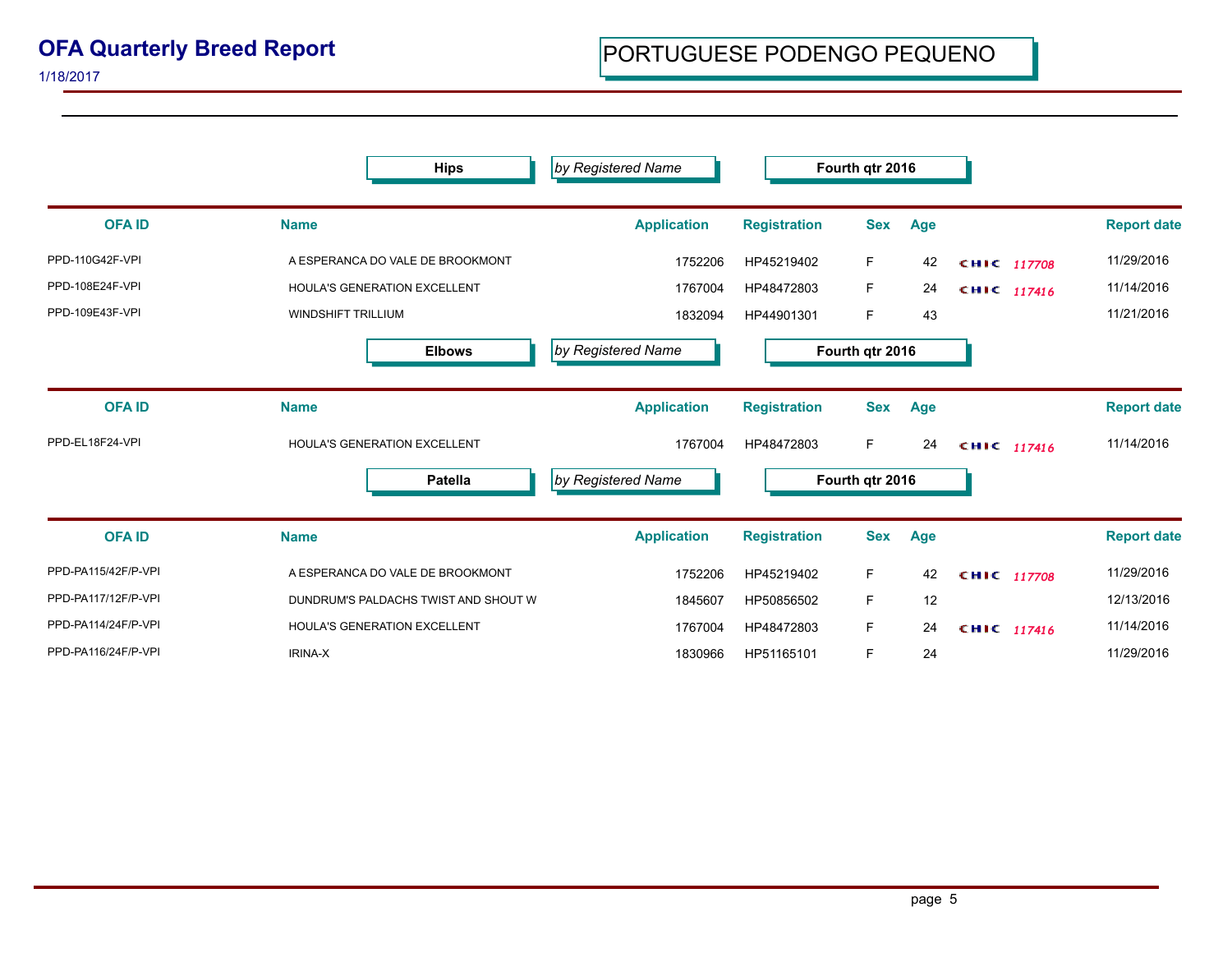# OFA Quarterly Breed Report

1/18/2017

## PORTUGUESE PODENGO PEQUENO

### Hips — *by Registered Name* — Fourth qtr 2016

| OFA ID | Name | Application | Registration | Sex | Age | | Report date |
|---|---|---|---|---|---|---|---|
| PPD-110G42F-VPI | A ESPERANCA DO VALE DE BROOKMONT | 1752206 | HP45219402 | F | 42 | CHIC 117708 | 11/29/2016 |
| PPD-108E24F-VPI | HOULA'S GENERATION EXCELLENT | 1767004 | HP48472803 | F | 24 | CHIC 117416 | 11/14/2016 |
| PPD-109E43F-VPI | WINDSHIFT TRILLIUM | 1832094 | HP44901301 | F | 43 | | 11/21/2016 |

### Elbows — *by Registered Name* — Fourth qtr 2016

| OFA ID | Name | Application | Registration | Sex | Age | | Report date |
|---|---|---|---|---|---|---|---|
| PPD-EL18F24-VPI | HOULA'S GENERATION EXCELLENT | 1767004 | HP48472803 | F | 24 | CHIC 117416 | 11/14/2016 |

### Patella — *by Registered Name* — Fourth qtr 2016

| OFA ID | Name | Application | Registration | Sex | Age | | Report date |
|---|---|---|---|---|---|---|---|
| PPD-PA115/42F/P-VPI | A ESPERANCA DO VALE DE BROOKMONT | 1752206 | HP45219402 | F | 42 | CHIC 117708 | 11/29/2016 |
| PPD-PA117/12F/P-VPI | DUNDRUM'S PALDACHS TWIST AND SHOUT W | 1845607 | HP50856502 | F | 12 | | 12/13/2016 |
| PPD-PA114/24F/P-VPI | HOULA'S GENERATION EXCELLENT | 1767004 | HP48472803 | F | 24 | CHIC 117416 | 11/14/2016 |
| PPD-PA116/24F/P-VPI | IRINA-X | 1830966 | HP51165101 | F | 24 | | 11/29/2016 |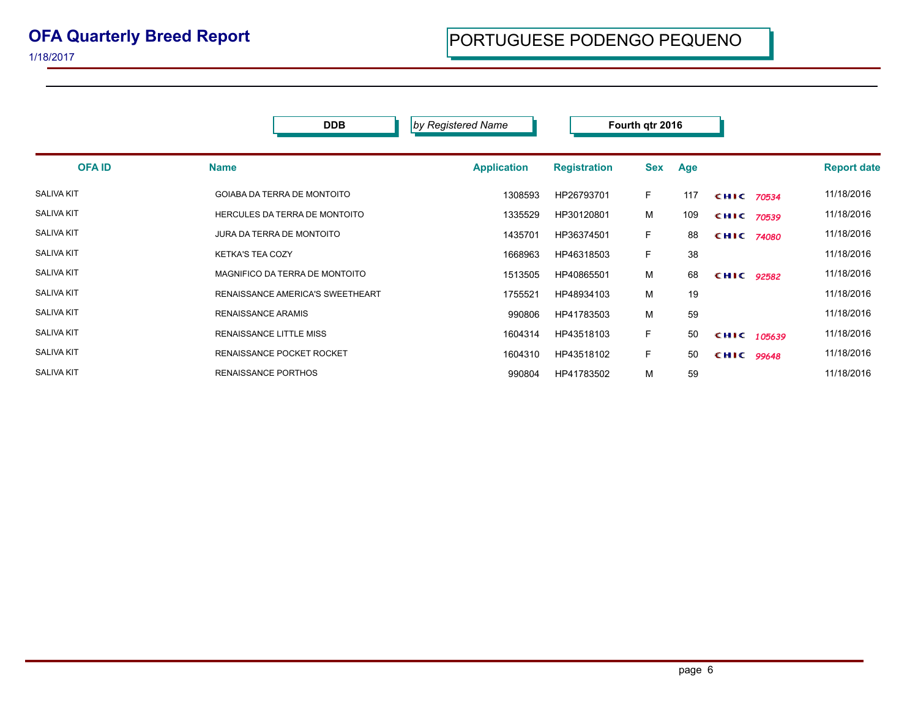# OFA Quarterly Breed Report

1/18/2017

## PORTUGUESE PODENGO PEQUENO

**DDB** *by Registered Name* **Fourth qtr 2016**

| OFA ID | Name | Application | Registration | Sex | Age | | Report date |
|---|---|---|---|---|---|---|---|
| SALIVA KIT | GOIABA DA TERRA DE MONTOITO | 1308593 | HP26793701 | F | 117 | CHIC *70534* | 11/18/2016 |
| SALIVA KIT | HERCULES DA TERRA DE MONTOITO | 1335529 | HP30120801 | M | 109 | CHIC *70539* | 11/18/2016 |
| SALIVA KIT | JURA DA TERRA DE MONTOITO | 1435701 | HP36374501 | F | 88 | CHIC *74080* | 11/18/2016 |
| SALIVA KIT | KETKA'S TEA COZY | 1668963 | HP46318503 | F | 38 | | 11/18/2016 |
| SALIVA KIT | MAGNIFICO DA TERRA DE MONTOITO | 1513505 | HP40865501 | M | 68 | CHIC *92582* | 11/18/2016 |
| SALIVA KIT | RENAISSANCE AMERICA'S SWEETHEART | 1755521 | HP48934103 | M | 19 | | 11/18/2016 |
| SALIVA KIT | RENAISSANCE ARAMIS | 990806 | HP41783503 | M | 59 | | 11/18/2016 |
| SALIVA KIT | RENAISSANCE LITTLE MISS | 1604314 | HP43518103 | F | 50 | CHIC *105639* | 11/18/2016 |
| SALIVA KIT | RENAISSANCE POCKET ROCKET | 1604310 | HP43518102 | F | 50 | CHIC *99648* | 11/18/2016 |
| SALIVA KIT | RENAISSANCE PORTHOS | 990804 | HP41783502 | M | 59 | | 11/18/2016 |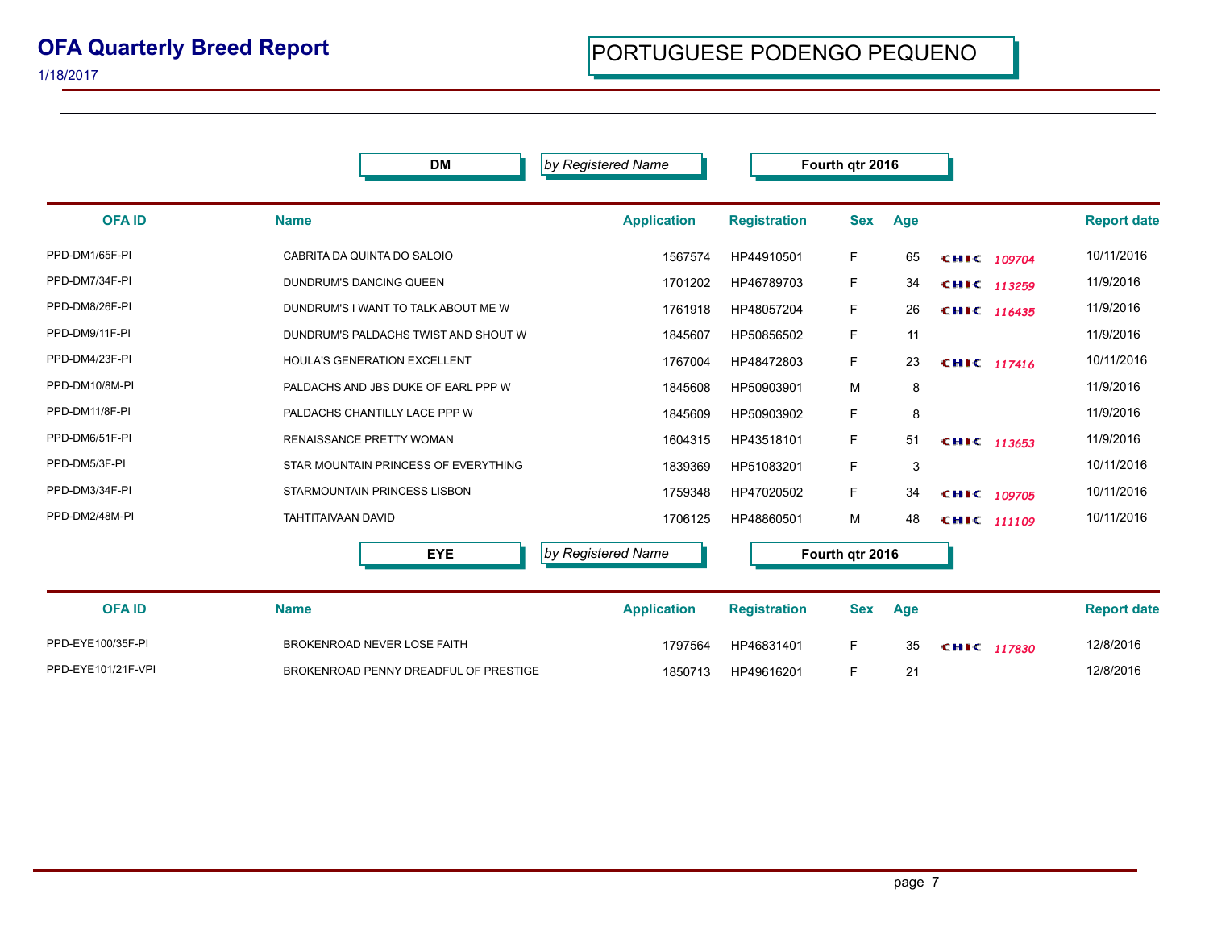# OFA Quarterly Breed Report

1/18/2017

## PORTUGUESE PODENGO PEQUENO

**DM** | *by Registered Name* | **Fourth qtr 2016**

| OFA ID | Name | Application | Registration | Sex | Age | | Report date |
|---|---|---|---|---|---|---|---|
| PPD-DM1/65F-PI | CABRITA DA QUINTA DO SALOIO | 1567574 | HP44910501 | F | 65 | CHIC 109704 | 10/11/2016 |
| PPD-DM7/34F-PI | DUNDRUM'S DANCING QUEEN | 1701202 | HP46789703 | F | 34 | CHIC 113259 | 11/9/2016 |
| PPD-DM8/26F-PI | DUNDRUM'S I WANT TO TALK ABOUT ME W | 1761918 | HP48057204 | F | 26 | CHIC 116435 | 11/9/2016 |
| PPD-DM9/11F-PI | DUNDRUM'S PALDACHS TWIST AND SHOUT W | 1845607 | HP50856502 | F | 11 | | 11/9/2016 |
| PPD-DM4/23F-PI | HOULA'S GENERATION EXCELLENT | 1767004 | HP48472803 | F | 23 | CHIC 117416 | 10/11/2016 |
| PPD-DM10/8M-PI | PALDACHS AND JBS DUKE OF EARL PPP W | 1845608 | HP50903901 | M | 8 | | 11/9/2016 |
| PPD-DM11/8F-PI | PALDACHS CHANTILLY LACE PPP W | 1845609 | HP50903902 | F | 8 | | 11/9/2016 |
| PPD-DM6/51F-PI | RENAISSANCE PRETTY WOMAN | 1604315 | HP43518101 | F | 51 | CHIC 113653 | 11/9/2016 |
| PPD-DM5/3F-PI | STAR MOUNTAIN PRINCESS OF EVERYTHING | 1839369 | HP51083201 | F | 3 | | 10/11/2016 |
| PPD-DM3/34F-PI | STARMOUNTAIN PRINCESS LISBON | 1759348 | HP47020502 | F | 34 | CHIC 109705 | 10/11/2016 |
| PPD-DM2/48M-PI | TAHTITAIVAAN DAVID | 1706125 | HP48860501 | M | 48 | CHIC 111109 | 10/11/2016 |

**EYE** | *by Registered Name* | **Fourth qtr 2016**

| OFA ID | Name | Application | Registration | Sex | Age | | Report date |
|---|---|---|---|---|---|---|---|
| PPD-EYE100/35F-PI | BROKENROAD NEVER LOSE FAITH | 1797564 | HP46831401 | F | 35 | CHIC 117830 | 12/8/2016 |
| PPD-EYE101/21F-VPI | BROKENROAD PENNY DREADFUL OF PRESTIGE | 1850713 | HP49616201 | F | 21 | | 12/8/2016 |